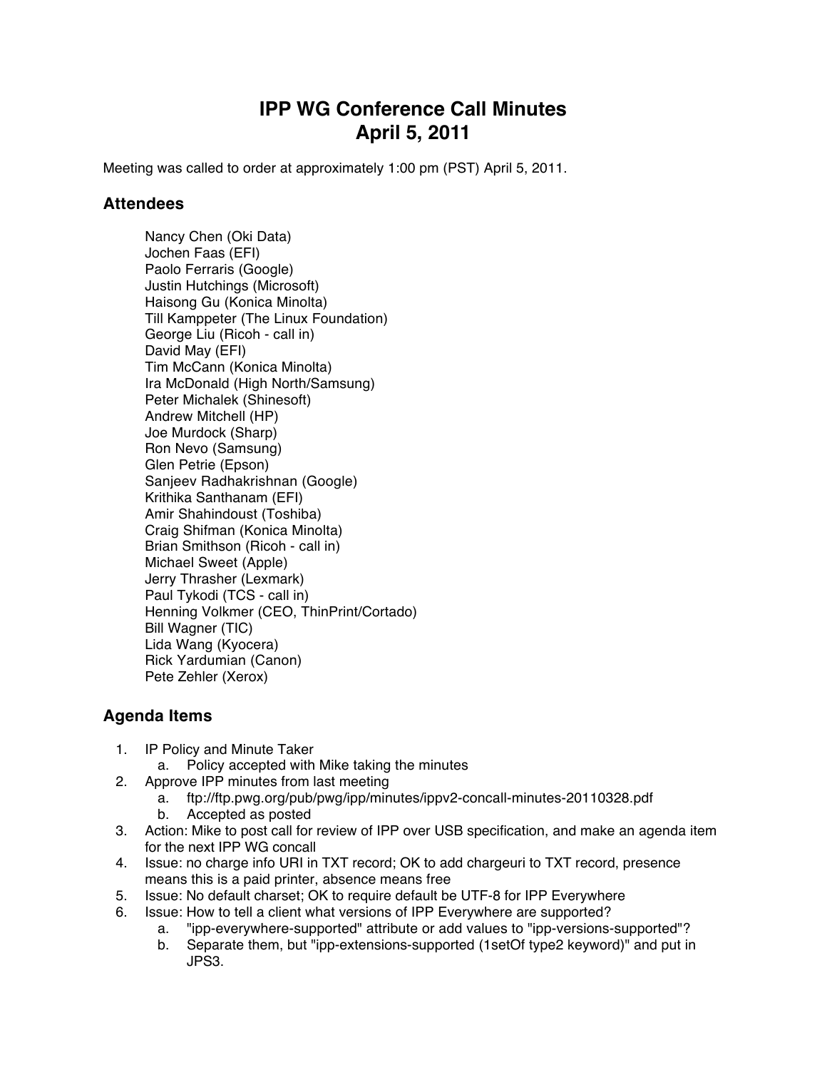# IPP WG Conference Call Minutes
# April 5, 2011

Meeting was called to order at approximately 1:00 pm (PST) April 5, 2011.

## Attendees

Nancy Chen (Oki Data)
Jochen Faas (EFI)
Paolo Ferraris (Google)
Justin Hutchings (Microsoft)
Haisong Gu (Konica Minolta)
Till Kamppeter (The Linux Foundation)
George Liu (Ricoh - call in)
David May (EFI)
Tim McCann (Konica Minolta)
Ira McDonald (High North/Samsung)
Peter Michalek (Shinesoft)
Andrew Mitchell (HP)
Joe Murdock (Sharp)
Ron Nevo (Samsung)
Glen Petrie (Epson)
Sanjeev Radhakrishnan (Google)
Krithika Santhanam (EFI)
Amir Shahindoust (Toshiba)
Craig Shifman (Konica Minolta)
Brian Smithson (Ricoh - call in)
Michael Sweet (Apple)
Jerry Thrasher (Lexmark)
Paul Tykodi (TCS - call in)
Henning Volkmer (CEO, ThinPrint/Cortado)
Bill Wagner (TIC)
Lida Wang (Kyocera)
Rick Yardumian (Canon)
Pete Zehler (Xerox)

## Agenda Items

1. IP Policy and Minute Taker
   a. Policy accepted with Mike taking the minutes
2. Approve IPP minutes from last meeting
   a. ftp://ftp.pwg.org/pub/pwg/ipp/minutes/ippv2-concall-minutes-20110328.pdf
   b. Accepted as posted
3. Action: Mike to post call for review of IPP over USB specification, and make an agenda item for the next IPP WG concall
4. Issue: no charge info URI in TXT record; OK to add chargeuri to TXT record, presence means this is a paid printer, absence means free
5. Issue: No default charset; OK to require default be UTF-8 for IPP Everywhere
6. Issue: How to tell a client what versions of IPP Everywhere are supported?
   a. "ipp-everywhere-supported" attribute or add values to "ipp-versions-supported"?
   b. Separate them, but "ipp-extensions-supported (1setOf type2 keyword)" and put in JPS3.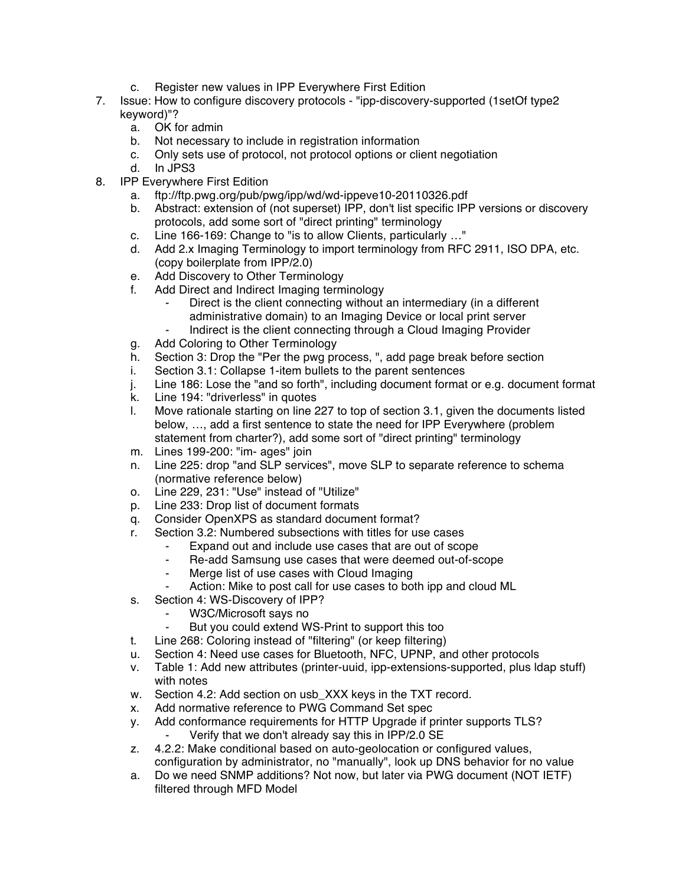c. Register new values in IPP Everywhere First Edition

7. Issue: How to configure discovery protocols - "ipp-discovery-supported (1setOf type2 keyword)"?
   a. OK for admin
   b. Not necessary to include in registration information
   c. Only sets use of protocol, not protocol options or client negotiation
   d. In JPS3

8. IPP Everywhere First Edition
   a. ftp://ftp.pwg.org/pub/pwg/ipp/wd/wd-ippeve10-20110326.pdf
   b. Abstract: extension of (not superset) IPP, don't list specific IPP versions or discovery protocols, add some sort of "direct printing" terminology
   c. Line 166-169: Change to "is to allow Clients, particularly …"
   d. Add 2.x Imaging Terminology to import terminology from RFC 2911, ISO DPA, etc. (copy boilerplate from IPP/2.0)
   e. Add Discovery to Other Terminology
   f. Add Direct and Indirect Imaging terminology
      - Direct is the client connecting without an intermediary (in a different administrative domain) to an Imaging Device or local print server
      - Indirect is the client connecting through a Cloud Imaging Provider
   g. Add Coloring to Other Terminology
   h. Section 3: Drop the "Per the pwg process, ", add page break before section
   i. Section 3.1: Collapse 1-item bullets to the parent sentences
   j. Line 186: Lose the "and so forth", including document format or e.g. document format
   k. Line 194: "driverless" in quotes
   l. Move rationale starting on line 227 to top of section 3.1, given the documents listed below, …, add a first sentence to state the need for IPP Everywhere (problem statement from charter?), add some sort of "direct printing" terminology
   m. Lines 199-200: "im- ages" join
   n. Line 225: drop "and SLP services", move SLP to separate reference to schema (normative reference below)
   o. Line 229, 231: "Use" instead of "Utilize"
   p. Line 233: Drop list of document formats
   q. Consider OpenXPS as standard document format?
   r. Section 3.2: Numbered subsections with titles for use cases
      - Expand out and include use cases that are out of scope
      - Re-add Samsung use cases that were deemed out-of-scope
      - Merge list of use cases with Cloud Imaging
      - Action: Mike to post call for use cases to both ipp and cloud ML
   s. Section 4: WS-Discovery of IPP?
      - W3C/Microsoft says no
      - But you could extend WS-Print to support this too
   t. Line 268: Coloring instead of "filtering" (or keep filtering)
   u. Section 4: Need use cases for Bluetooth, NFC, UPNP, and other protocols
   v. Table 1: Add new attributes (printer-uuid, ipp-extensions-supported, plus ldap stuff) with notes
   w. Section 4.2: Add section on usb_XXX keys in the TXT record.
   x. Add normative reference to PWG Command Set spec
   y. Add conformance requirements for HTTP Upgrade if printer supports TLS?
      - Verify that we don't already say this in IPP/2.0 SE
   z. 4.2.2: Make conditional based on auto-geolocation or configured values, configuration by administrator, no "manually", look up DNS behavior for no value
   a. Do we need SNMP additions? Not now, but later via PWG document (NOT IETF) filtered through MFD Model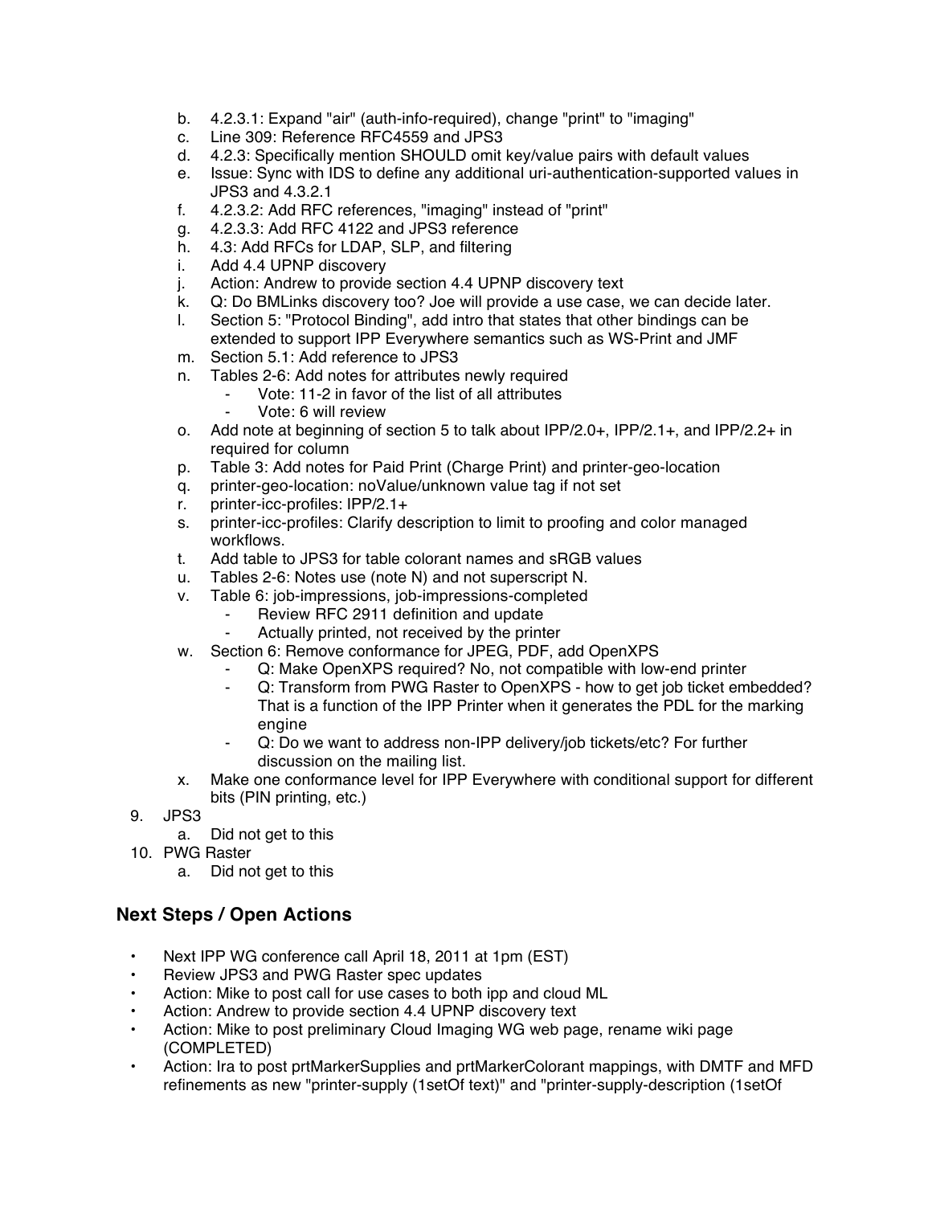b. 4.2.3.1: Expand "air" (auth-info-required), change "print" to "imaging"
c. Line 309: Reference RFC4559 and JPS3
d. 4.2.3: Specifically mention SHOULD omit key/value pairs with default values
e. Issue: Sync with IDS to define any additional uri-authentication-supported values in JPS3 and 4.3.2.1
f. 4.2.3.2: Add RFC references, "imaging" instead of "print"
g. 4.2.3.3: Add RFC 4122 and JPS3 reference
h. 4.3: Add RFCs for LDAP, SLP, and filtering
i. Add 4.4 UPNP discovery
j. Action: Andrew to provide section 4.4 UPNP discovery text
k. Q: Do BMLinks discovery too? Joe will provide a use case, we can decide later.
l. Section 5: "Protocol Binding", add intro that states that other bindings can be extended to support IPP Everywhere semantics such as WS-Print and JMF
m. Section 5.1: Add reference to JPS3
n. Tables 2-6: Add notes for attributes newly required
    - Vote: 11-2 in favor of the list of all attributes
    - Vote: 6 will review
o. Add note at beginning of section 5 to talk about IPP/2.0+, IPP/2.1+, and IPP/2.2+ in required for column
p. Table 3: Add notes for Paid Print (Charge Print) and printer-geo-location
q. printer-geo-location: noValue/unknown value tag if not set
r. printer-icc-profiles: IPP/2.1+
s. printer-icc-profiles: Clarify description to limit to proofing and color managed workflows.
t. Add table to JPS3 for table colorant names and sRGB values
u. Tables 2-6: Notes use (note N) and not superscript N.
v. Table 6: job-impressions, job-impressions-completed
    - Review RFC 2911 definition and update
    - Actually printed, not received by the printer
w. Section 6: Remove conformance for JPEG, PDF, add OpenXPS
    - Q: Make OpenXPS required? No, not compatible with low-end printer
    - Q: Transform from PWG Raster to OpenXPS - how to get job ticket embedded? That is a function of the IPP Printer when it generates the PDL for the marking engine
    - Q: Do we want to address non-IPP delivery/job tickets/etc? For further discussion on the mailing list.
x. Make one conformance level for IPP Everywhere with conditional support for different bits (PIN printing, etc.)

9. JPS3
    a. Did not get to this
10. PWG Raster
    a. Did not get to this

## Next Steps / Open Actions

- Next IPP WG conference call April 18, 2011 at 1pm (EST)
- Review JPS3 and PWG Raster spec updates
- Action: Mike to post call for use cases to both ipp and cloud ML
- Action: Andrew to provide section 4.4 UPNP discovery text
- Action: Mike to post preliminary Cloud Imaging WG web page, rename wiki page (COMPLETED)
- Action: Ira to post prtMarkerSupplies and prtMarkerColorant mappings, with DMTF and MFD refinements as new "printer-supply (1setOf text)" and "printer-supply-description (1setOf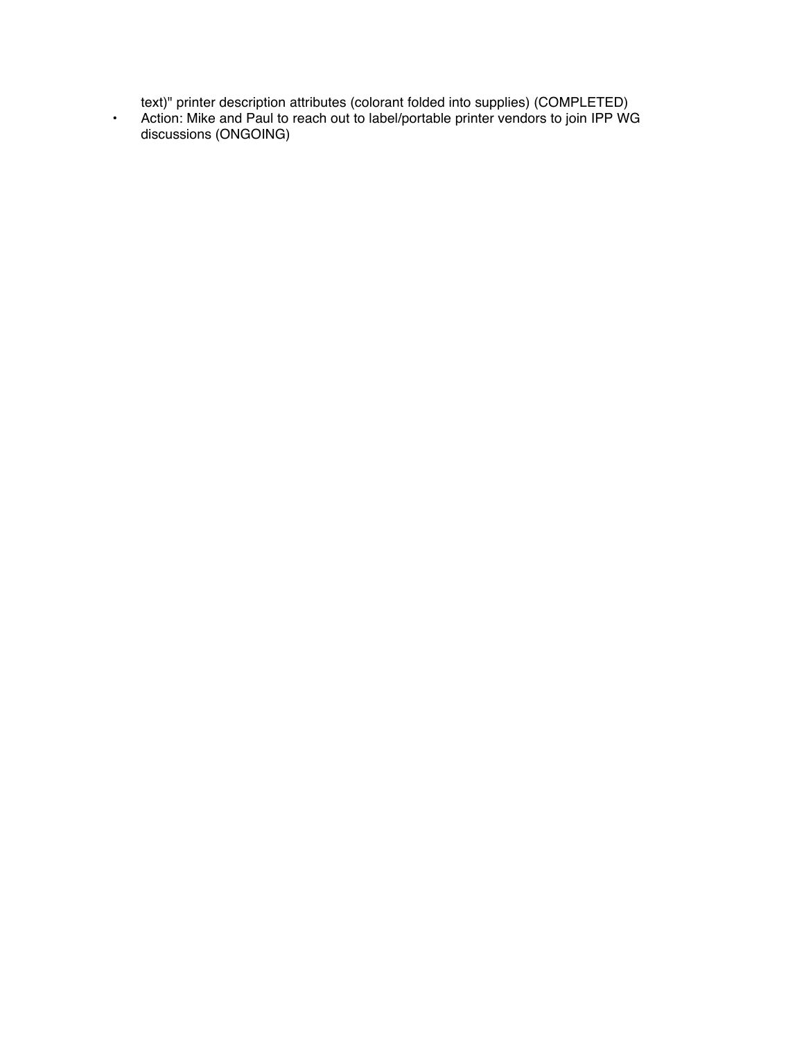text)" printer description attributes (colorant folded into supplies) (COMPLETED)

- Action: Mike and Paul to reach out to label/portable printer vendors to join IPP WG discussions (ONGOING)